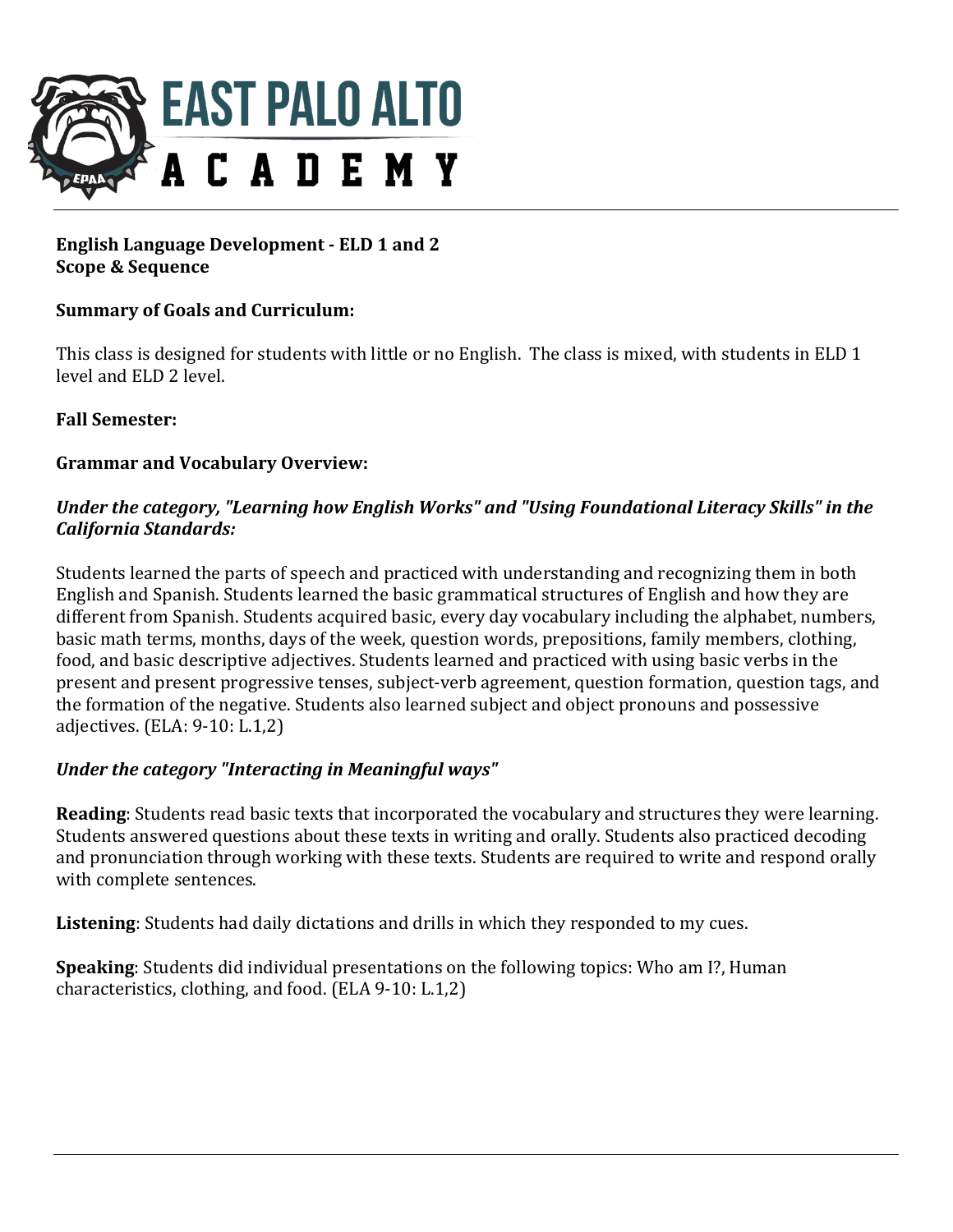**English Language Development - ELD 1 and 2**
**Scope & Sequence**

**Summary of Goals and Curriculum:**

This class is designed for students with little or no English. The class is mixed, with students in ELD 1 level and ELD 2 level.

**Fall Semester:**

**Grammar and Vocabulary Overview:**

***Under the category, "Learning how English Works" and "Using Foundational Literacy Skills" in the California Standards:***

Students learned the parts of speech and practiced with understanding and recognizing them in both English and Spanish. Students learned the basic grammatical structures of English and how they are different from Spanish. Students acquired basic, every day vocabulary including the alphabet, numbers, basic math terms, months, days of the week, question words, prepositions, family members, clothing, food, and basic descriptive adjectives. Students learned and practiced with using basic verbs in the present and present progressive tenses, subject-verb agreement, question formation, question tags, and the formation of the negative. Students also learned subject and object pronouns and possessive adjectives. (ELA: 9-10: L.1,2)

***Under the category "Interacting in Meaningful ways"***

**Reading**: Students read basic texts that incorporated the vocabulary and structures they were learning. Students answered questions about these texts in writing and orally. Students also practiced decoding and pronunciation through working with these texts. Students are required to write and respond orally with complete sentences.

**Listening**: Students had daily dictations and drills in which they responded to my cues.

**Speaking**: Students did individual presentations on the following topics: Who am I?, Human characteristics, clothing, and food. (ELA 9-10: L.1,2)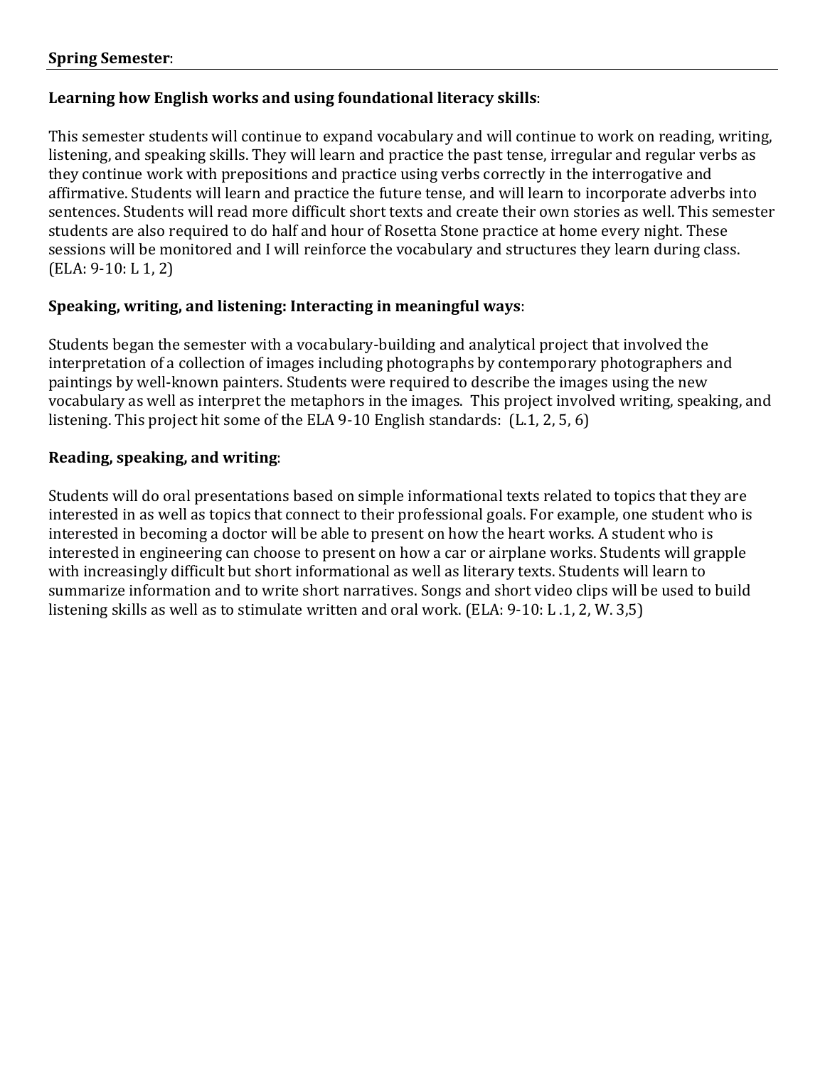**Spring Semester**:

**Learning how English works and using foundational literacy skills**:

This semester students will continue to expand vocabulary and will continue to work on reading, writing, listening, and speaking skills. They will learn and practice the past tense, irregular and regular verbs as they continue work with prepositions and practice using verbs correctly in the interrogative and affirmative. Students will learn and practice the future tense, and will learn to incorporate adverbs into sentences. Students will read more difficult short texts and create their own stories as well. This semester students are also required to do half and hour of Rosetta Stone practice at home every night. These sessions will be monitored and I will reinforce the vocabulary and structures they learn during class. (ELA: 9-10: L 1, 2)

**Speaking, writing, and listening: Interacting in meaningful ways**:

Students began the semester with a vocabulary-building and analytical project that involved the interpretation of a collection of images including photographs by contemporary photographers and paintings by well-known painters. Students were required to describe the images using the new vocabulary as well as interpret the metaphors in the images. This project involved writing, speaking, and listening. This project hit some of the ELA 9-10 English standards: (L.1, 2, 5, 6)

**Reading, speaking, and writing**:

Students will do oral presentations based on simple informational texts related to topics that they are interested in as well as topics that connect to their professional goals. For example, one student who is interested in becoming a doctor will be able to present on how the heart works. A student who is interested in engineering can choose to present on how a car or airplane works. Students will grapple with increasingly difficult but short informational as well as literary texts. Students will learn to summarize information and to write short narratives. Songs and short video clips will be used to build listening skills as well as to stimulate written and oral work. (ELA: 9-10: L .1, 2, W. 3,5)